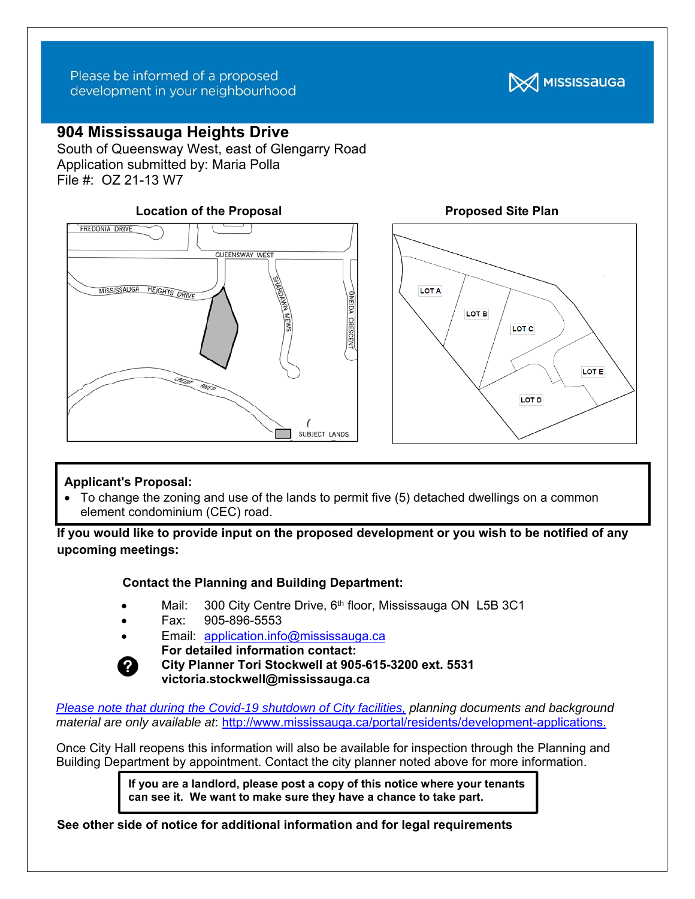Please be informed of a proposed development in your neighbourhood

MISSISSAUGA

# 904 Mississauga Heights Drive

South of Queensway West, east of Glengarry Road
Application submitted by: Maria Polla
File #: OZ 21-13 W7

**Location of the Proposal**

FREDONIA DRIVE
QUEENSWAY WEST
MISSISSAUGA HEIGHTS DRIVE
SHARDAWN MEWS
ONEIDA CRESCENT
CREDIT RIVER
SUBJECT LANDS

**Proposed Site Plan**

LOT A
LOT B
LOT C
LOT D
LOT E

**Applicant's Proposal:**

- To change the zoning and use of the lands to permit five (5) detached dwellings on a common element condominium (CEC) road.

**If you would like to provide input on the proposed development or you wish to be notified of any upcoming meetings:**

**Contact the Planning and Building Department:**

- Mail: 300 City Centre Drive, 6th floor, Mississauga ON L5B 3C1
- Fax: 905-896-5553
- Email: application.info@mississauga.ca

**For detailed information contact:**
**City Planner Tori Stockwell at 905-615-3200 ext. 5531**
**victoria.stockwell@mississauga.ca**

*Please note that during the Covid-19 shutdown of City facilities, planning documents and background material are only available at*: http://www.mississauga.ca/portal/residents/development-applications.

Once City Hall reopens this information will also be available for inspection through the Planning and Building Department by appointment. Contact the city planner noted above for more information.

**If you are a landlord, please post a copy of this notice where your tenants can see it. We want to make sure they have a chance to take part.**

**See other side of notice for additional information and for legal requirements**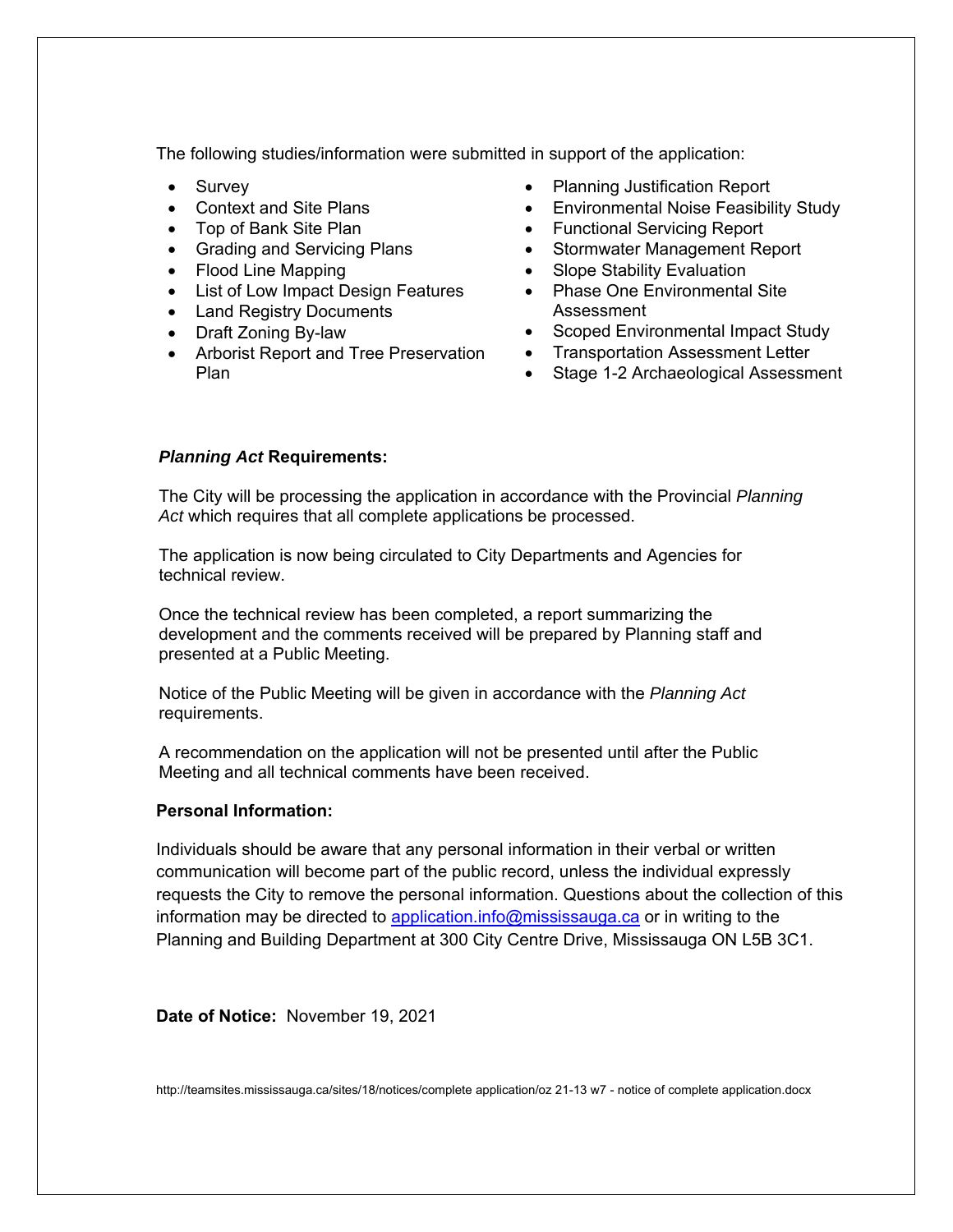The following studies/information were submitted in support of the application:

- Survey
- Context and Site Plans
- Top of Bank Site Plan
- Grading and Servicing Plans
- Flood Line Mapping
- List of Low Impact Design Features
- Land Registry Documents
- Draft Zoning By-law
- Arborist Report and Tree Preservation Plan
- Planning Justification Report
- Environmental Noise Feasibility Study
- Functional Servicing Report
- Stormwater Management Report
- Slope Stability Evaluation
- Phase One Environmental Site Assessment
- Scoped Environmental Impact Study
- Transportation Assessment Letter
- Stage 1-2 Archaeological Assessment

**_Planning Act_ Requirements:**

The City will be processing the application in accordance with the Provincial *Planning Act* which requires that all complete applications be processed.

The application is now being circulated to City Departments and Agencies for technical review.

Once the technical review has been completed, a report summarizing the development and the comments received will be prepared by Planning staff and presented at a Public Meeting.

Notice of the Public Meeting will be given in accordance with the *Planning Act* requirements.

A recommendation on the application will not be presented until after the Public Meeting and all technical comments have been received.

**Personal Information:**

Individuals should be aware that any personal information in their verbal or written communication will become part of the public record, unless the individual expressly requests the City to remove the personal information. Questions about the collection of this information may be directed to application.info@mississauga.ca or in writing to the Planning and Building Department at 300 City Centre Drive, Mississauga ON L5B 3C1.

**Date of Notice:** November 19, 2021

http://teamsites.mississauga.ca/sites/18/notices/complete application/oz 21-13 w7 - notice of complete application.docx